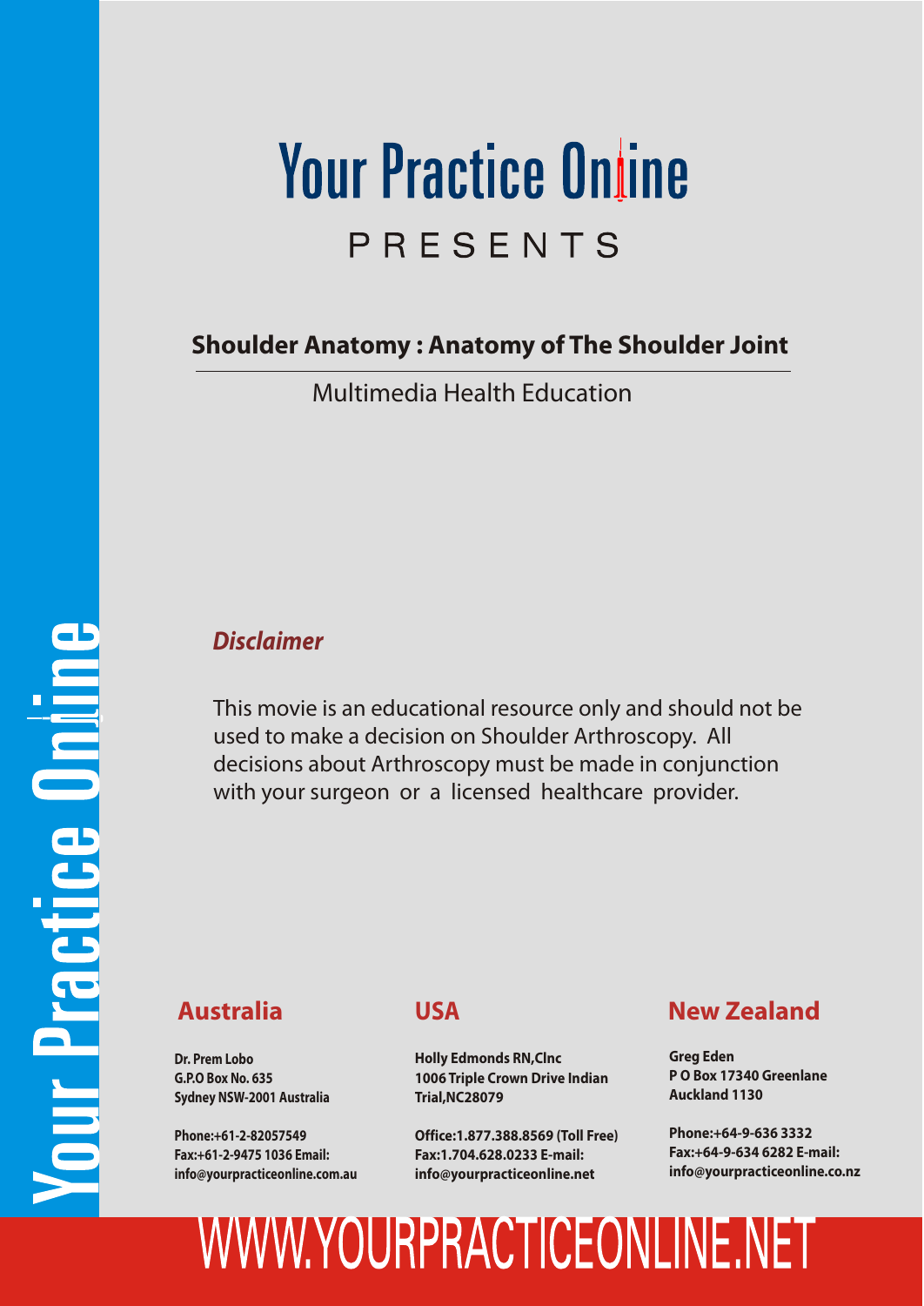# Your Practice Online

PRESENTS

## Shoulder Anatomy : Anatomy of The Shoulder Joint

Multimedia Health Education

***Disclaimer***

This movie is an educational resource only and should not be used to make a decision on Shoulder Arthroscopy. All decisions about Arthroscopy must be made in conjunction with your surgeon or a licensed healthcare provider.

### Australia

**Dr. Prem Lobo**
**G.P.O Box No. 635**
**Sydney NSW-2001 Australia**

**Phone:+61-2-82057549**
**Fax:+61-2-9475 1036 Email:**
**info@yourpracticeonline.com.au**

### USA

**Holly Edmonds RN,Clnc**
**1006 Triple Crown Drive Indian Trial,NC28079**

**Office:1.877.388.8569 (Toll Free)**
**Fax:1.704.628.0233 E-mail:**
**info@yourpracticeonline.net**

### New Zealand

**Greg Eden**
**P O Box 17340 Greenlane**
**Auckland 1130**

**Phone:+64-9-636 3332**
**Fax:+64-9-634 6282 E-mail:**
**info@yourpracticeonline.co.nz**

WWW.YOURPRACTICEONLINE.NET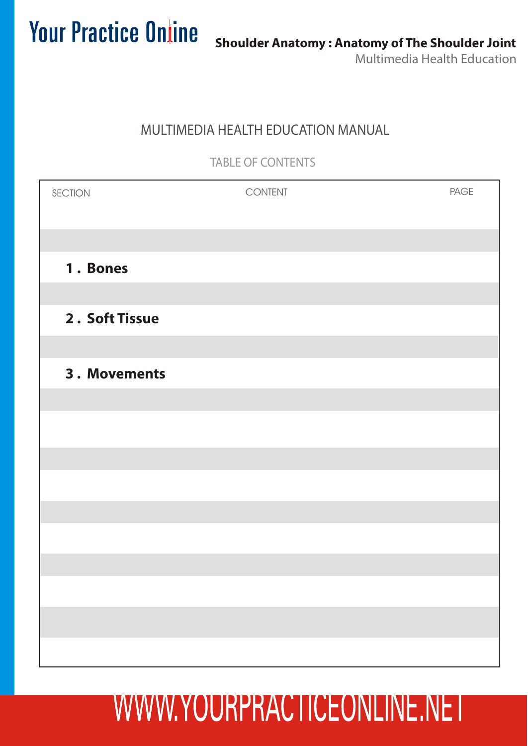# MULTIMEDIA HEALTH EDUCATION MANUAL

## TABLE OF CONTENTS

| SECTION | CONTENT | PAGE |
|---|---|---|
| **1 . Bones** | | |
| **2 . Soft Tissue** | | |
| **3 . Movements** | | |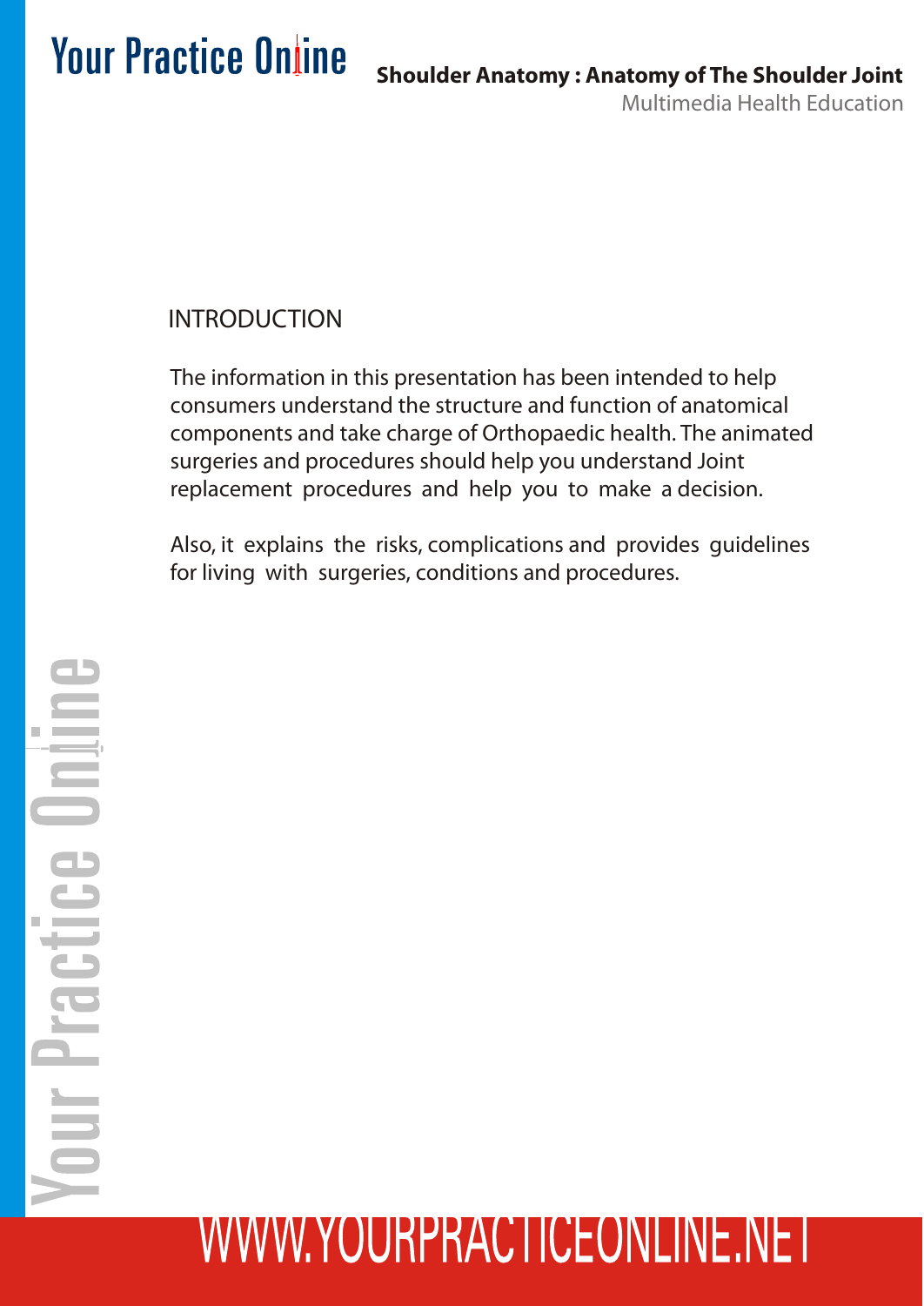## INTRODUCTION

The information in this presentation has been intended to help consumers understand the structure and function of anatomical components and take charge of Orthopaedic health. The animated surgeries and procedures should help you understand Joint replacement procedures and help you to make a decision.

Also, it explains the risks, complications and provides guidelines for living with surgeries, conditions and procedures.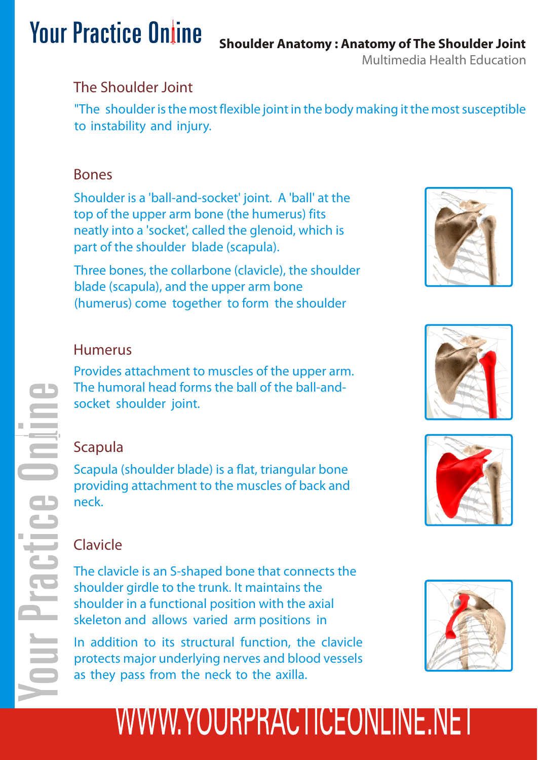## The Shoulder Joint

"The shoulder is the most flexible joint in the body making it the most susceptible to instability and injury.

### Bones

Shoulder is a 'ball-and-socket' joint. A 'ball' at the top of the upper arm bone (the humerus) fits neatly into a 'socket', called the glenoid, which is part of the shoulder blade (scapula).

Three bones, the collarbone (clavicle), the shoulder blade (scapula), and the upper arm bone (humerus) come together to form the shoulder

### Humerus

Provides attachment to muscles of the upper arm. The humoral head forms the ball of the ball-and-socket shoulder joint.

### Scapula

Scapula (shoulder blade) is a flat, triangular bone providing attachment to the muscles of back and neck.

### Clavicle

The clavicle is an S-shaped bone that connects the shoulder girdle to the trunk. It maintains the shoulder in a functional position with the axial skeleton and allows varied arm positions in

In addition to its structural function, the clavicle protects major underlying nerves and blood vessels as they pass from the neck to the axilla.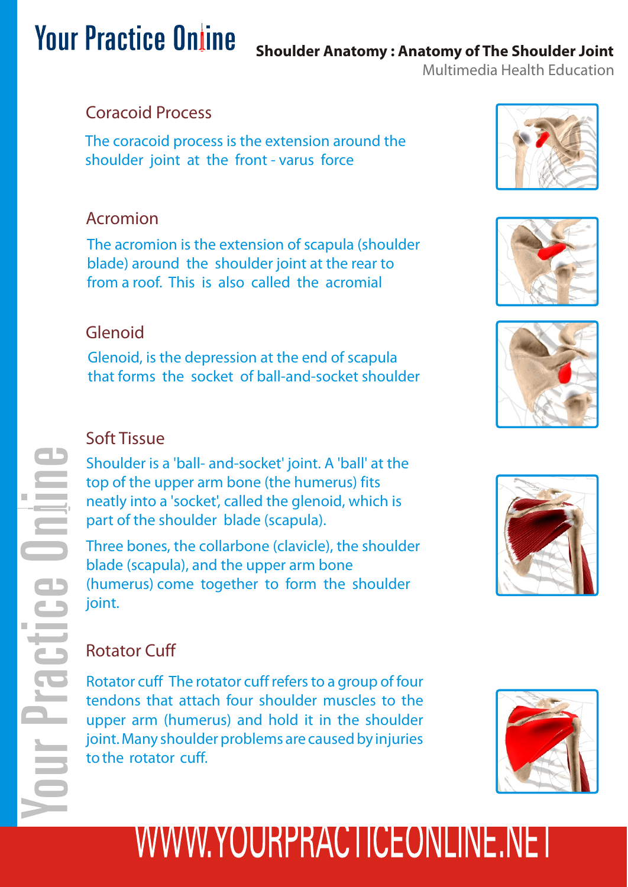# Shoulder Anatomy : Anatomy of The Shoulder Joint

Multimedia Health Education

## Coracoid Process

The coracoid process is the extension around the shoulder joint at the front - varus force

## Acromion

The acromion is the extension of scapula (shoulder blade) around the shoulder joint at the rear to from a roof. This is also called the acromial

## Glenoid

Glenoid, is the depression at the end of scapula that forms the socket of ball-and-socket shoulder

## Soft Tissue

Shoulder is a 'ball- and-socket' joint. A 'ball' at the top of the upper arm bone (the humerus) fits neatly into a 'socket', called the glenoid, which is part of the shoulder blade (scapula).

Three bones, the collarbone (clavicle), the shoulder blade (scapula), and the upper arm bone (humerus) come together to form the shoulder joint.

## Rotator Cuff

Rotator cuff The rotator cuff refers to a group of four tendons that attach four shoulder muscles to the upper arm (humerus) and hold it in the shoulder joint. Many shoulder problems are caused by injuries to the rotator cuff.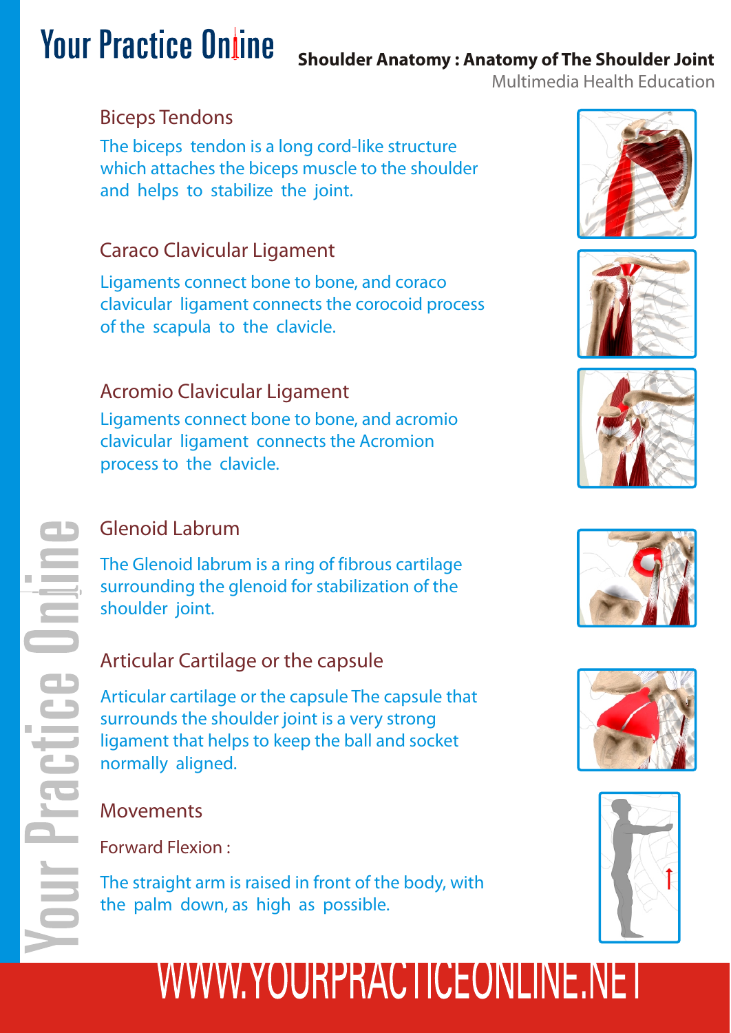## Biceps Tendons

The biceps tendon is a long cord-like structure which attaches the biceps muscle to the shoulder and helps to stabilize the joint.

## Caraco Clavicular Ligament

Ligaments connect bone to bone, and coraco clavicular ligament connects the corocoid process of the scapula to the clavicle.

## Acromio Clavicular Ligament

Ligaments connect bone to bone, and acromio clavicular ligament connects the Acromion process to the clavicle.

## Glenoid Labrum

The Glenoid labrum is a ring of fibrous cartilage surrounding the glenoid for stabilization of the shoulder joint.

## Articular Cartilage or the capsule

Articular cartilage or the capsule The capsule that surrounds the shoulder joint is a very strong ligament that helps to keep the ball and socket normally aligned.

## Movements

### Forward Flexion :

The straight arm is raised in front of the body, with the palm down, as high as possible.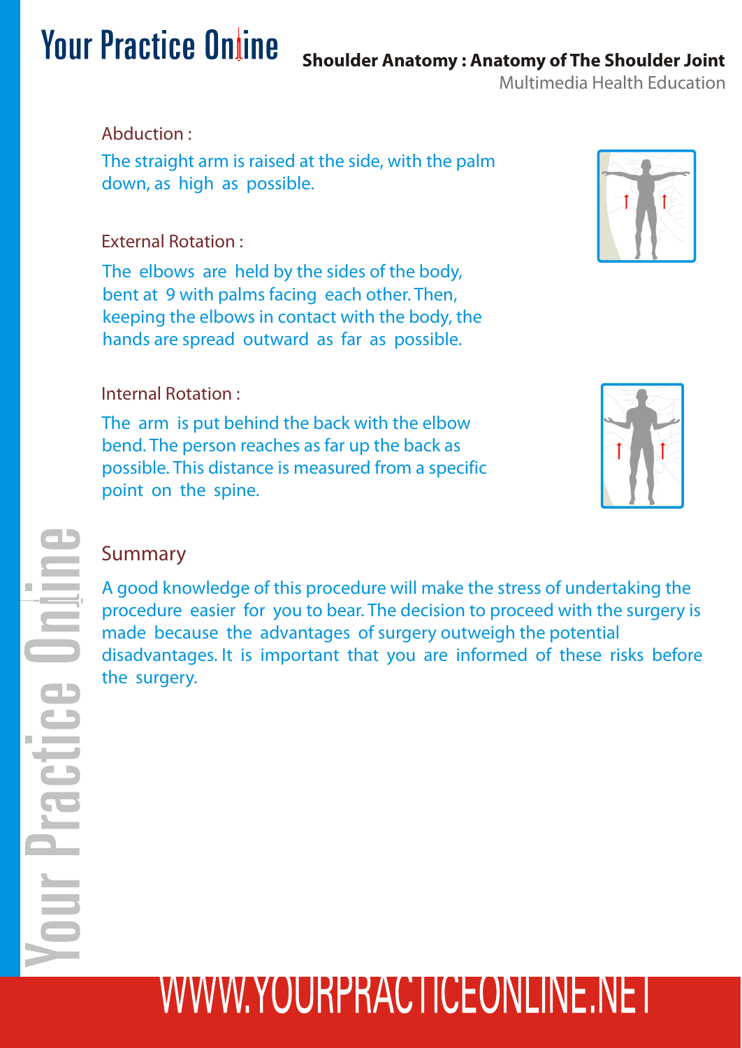## Abduction :

The straight arm is raised at the side, with the palm down, as high as possible.

## External Rotation :

The elbows are held by the sides of the body, bent at 9 with palms facing each other. Then, keeping the elbows in contact with the body, the hands are spread outward as far as possible.

## Internal Rotation :

The arm is put behind the back with the elbow bend. The person reaches as far up the back as possible. This distance is measured from a specific point on the spine.

## Summary

A good knowledge of this procedure will make the stress of undertaking the procedure easier for you to bear. The decision to proceed with the surgery is made because the advantages of surgery outweigh the potential disadvantages. It is important that you are informed of these risks before the surgery.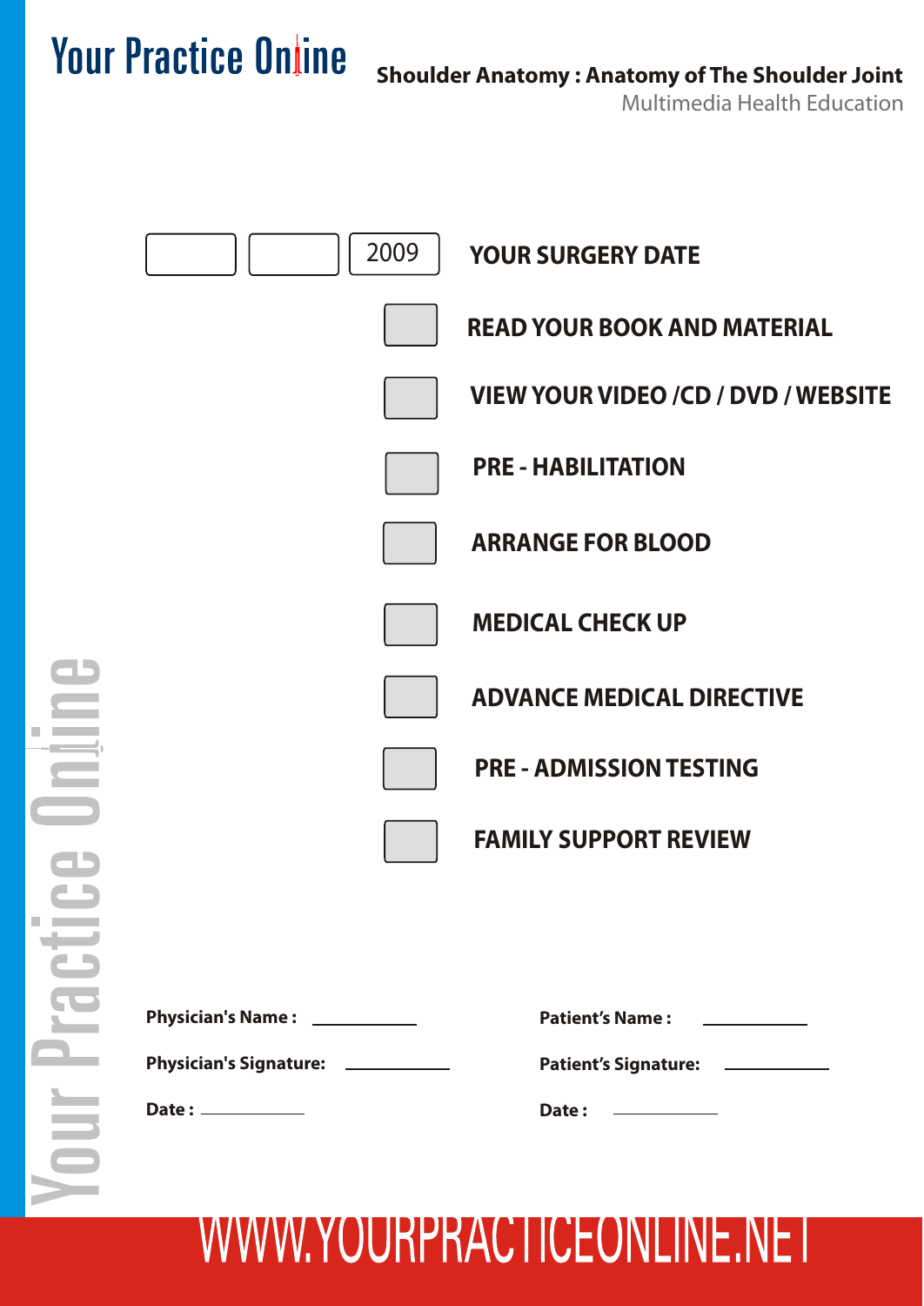Your Practice Online

**Shoulder Anatomy : Anatomy of The Shoulder Joint**
Multimedia Health Education

| | | 2009 | **YOUR SURGERY DATE** |
|---|---|---|---|

- [ ] **READ YOUR BOOK AND MATERIAL**
- [ ] **VIEW YOUR VIDEO /CD / DVD / WEBSITE**
- [ ] **PRE - HABILITATION**
- [ ] **ARRANGE FOR BLOOD**
- [ ] **MEDICAL CHECK UP**
- [ ] **ADVANCE MEDICAL DIRECTIVE**
- [ ] **PRE - ADMISSION TESTING**
- [ ] **FAMILY SUPPORT REVIEW**

**Physician's Name :** ____________

**Physician's Signature:** ____________

**Date :** ____________

**Patient's Name :** ____________

**Patient's Signature:** ____________

**Date :** ____________

Your Practice Online

WWW.YOURPRACTICEONLINE.NET